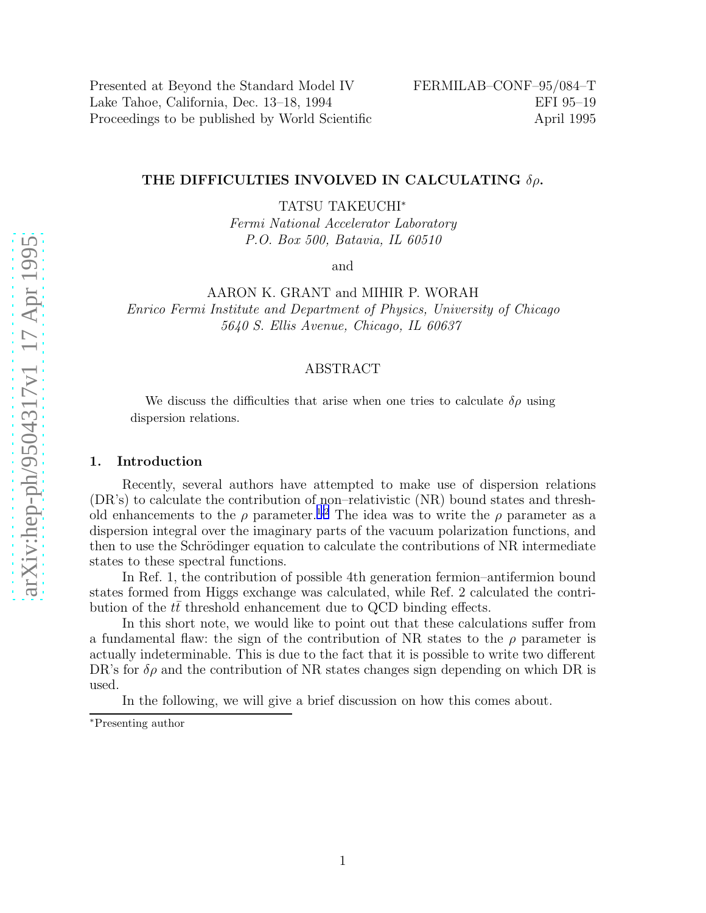Presented at Beyond the Standard Model IV
Lake Tahoe, California, Dec. 13–18, 1994
Proceedings to be published by World Scientific

FERMILAB–CONF–95/084–T
EFI 95–19
April 1995

# THE DIFFICULTIES INVOLVED IN CALCULATING $\delta\rho$.

TATSU TAKEUCHI*

*Fermi National Accelerator Laboratory*
*P.O. Box 500, Batavia, IL 60510*

and

AARON K. GRANT and MIHIR P. WORAH

*Enrico Fermi Institute and Department of Physics, University of Chicago*
*5640 S. Ellis Avenue, Chicago, IL 60637*

## ABSTRACT

We discuss the difficulties that arise when one tries to calculate $\delta\rho$ using dispersion relations.

## 1. Introduction

Recently, several authors have attempted to make use of dispersion relations (DR's) to calculate the contribution of non–relativistic (NR) bound states and threshold enhancements to the $\rho$ parameter.[1,2] The idea was to write the $\rho$ parameter as a dispersion integral over the imaginary parts of the vacuum polarization functions, and then to use the Schrödinger equation to calculate the contributions of NR intermediate states to these spectral functions.

In Ref. 1, the contribution of possible 4th generation fermion–antifermion bound states formed from Higgs exchange was calculated, while Ref. 2 calculated the contribution of the $t\bar{t}$ threshold enhancement due to QCD binding effects.

In this short note, we would like to point out that these calculations suffer from a fundamental flaw: the sign of the contribution of NR states to the $\rho$ parameter is actually indeterminable. This is due to the fact that it is possible to write two different DR's for $\delta\rho$ and the contribution of NR states changes sign depending on which DR is used.

In the following, we will give a brief discussion on how this comes about.

---

*Presenting author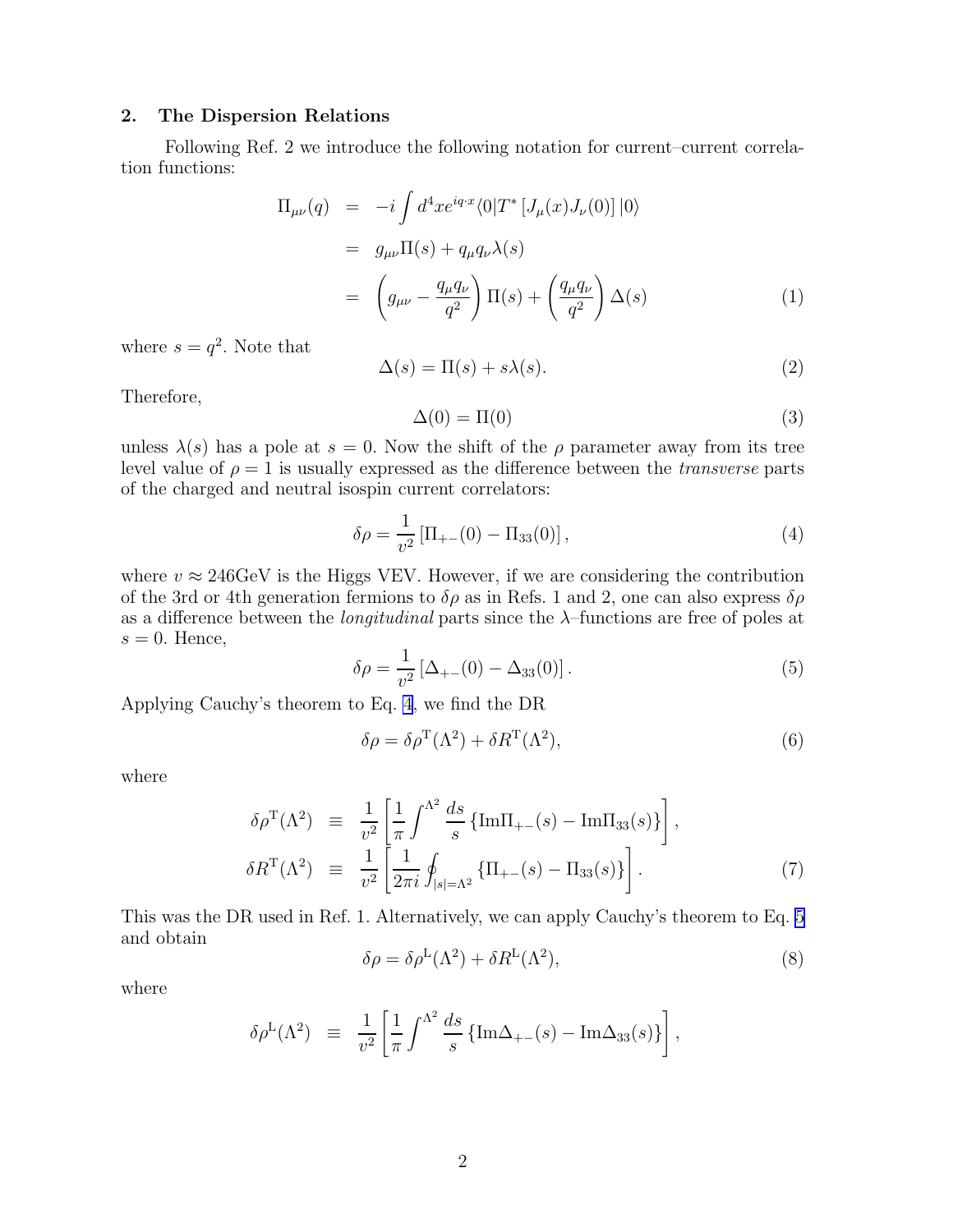## 2. The Dispersion Relations

Following Ref. 2 we introduce the following notation for current–current correlation functions:

$$
\begin{aligned}
\Pi_{\mu\nu}(q) &= -i \int d^4x e^{iq\cdot x} \langle 0| T^* \left[ J_\mu(x) J_\nu(0) \right] |0\rangle \\
&= g_{\mu\nu}\Pi(s) + q_\mu q_\nu \lambda(s) \\
&= \left( g_{\mu\nu} - \frac{q_\mu q_\nu}{q^2} \right) \Pi(s) + \left( \frac{q_\mu q_\nu}{q^2} \right) \Delta(s) \qquad (1)
\end{aligned}
$$

where $s = q^2$. Note that

$$\Delta(s) = \Pi(s) + s\lambda(s). \qquad (2)$$

Therefore,

$$\Delta(0) = \Pi(0) \qquad (3)$$

unless $\lambda(s)$ has a pole at $s = 0$. Now the shift of the $\rho$ parameter away from its tree level value of $\rho = 1$ is usually expressed as the difference between the *transverse* parts of the charged and neutral isospin current correlators:

$$\delta\rho = \frac{1}{v^2} \left[ \Pi_{+-}(0) - \Pi_{33}(0) \right], \qquad (4)$$

where $v \approx 246\text{GeV}$ is the Higgs VEV. However, if we are considering the contribution of the 3rd or 4th generation fermions to $\delta\rho$ as in Refs. 1 and 2, one can also express $\delta\rho$ as a difference between the *longitudinal* parts since the $\lambda$–functions are free of poles at $s = 0$. Hence,

$$\delta\rho = \frac{1}{v^2} \left[ \Delta_{+-}(0) - \Delta_{33}(0) \right]. \qquad (5)$$

Applying Cauchy's theorem to Eq. 4, we find the DR

$$\delta\rho = \delta\rho^{\mathrm{T}}(\Lambda^2) + \delta R^{\mathrm{T}}(\Lambda^2), \qquad (6)$$

where

$$
\begin{aligned}
\delta\rho^{\mathrm{T}}(\Lambda^2) &\equiv \frac{1}{v^2} \left[ \frac{1}{\pi} \int^{\Lambda^2} \frac{ds}{s} \left\{ \mathrm{Im}\Pi_{+-}(s) - \mathrm{Im}\Pi_{33}(s) \right\} \right], \\
\delta R^{\mathrm{T}}(\Lambda^2) &\equiv \frac{1}{v^2} \left[ \frac{1}{2\pi i} \oint_{|s|=\Lambda^2} \left\{ \Pi_{+-}(s) - \Pi_{33}(s) \right\} \right]. \qquad (7)
\end{aligned}
$$

This was the DR used in Ref. 1. Alternatively, we can apply Cauchy's theorem to Eq. 5 and obtain

$$\delta\rho = \delta\rho^{\mathrm{L}}(\Lambda^2) + \delta R^{\mathrm{L}}(\Lambda^2), \qquad (8)$$

where

$$\delta\rho^{\mathrm{L}}(\Lambda^2) \equiv \frac{1}{v^2} \left[ \frac{1}{\pi} \int^{\Lambda^2} \frac{ds}{s} \left\{ \mathrm{Im}\Delta_{+-}(s) - \mathrm{Im}\Delta_{33}(s) \right\} \right],$$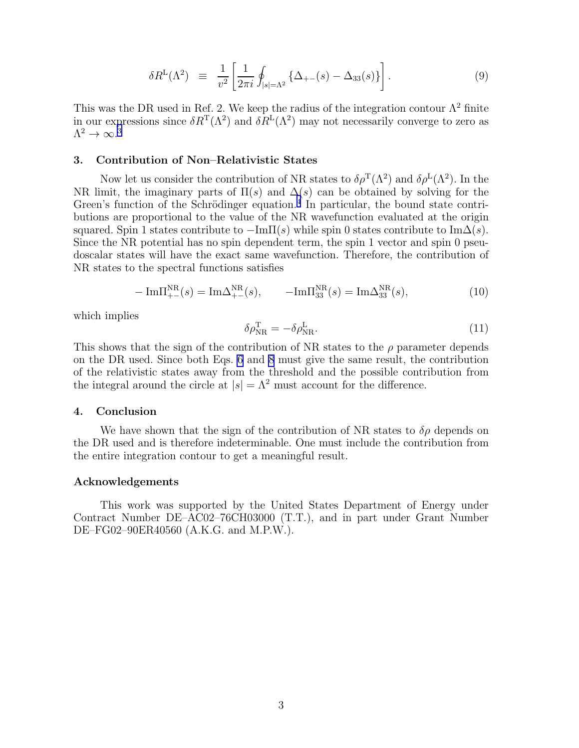$$\delta R^{\mathrm{L}}(\Lambda^2) \;\equiv\; \frac{1}{v^2}\left[\frac{1}{2\pi i}\oint_{|s|=\Lambda^2}\left\{\Delta_{+-}(s)-\Delta_{33}(s)\right\}\right]. \tag{9}$$

This was the DR used in Ref. 2. We keep the radius of the integration contour $\Lambda^2$ finite in our expressions since $\delta R^{\mathrm{T}}(\Lambda^2)$ and $\delta R^{\mathrm{L}}(\Lambda^2)$ may not necessarily converge to zero as $\Lambda^2 \to \infty$.[3]

## 3. Contribution of Non–Relativistic States

Now let us consider the contribution of NR states to $\delta\rho^{\mathrm{T}}(\Lambda^2)$ and $\delta\rho^{\mathrm{L}}(\Lambda^2)$. In the NR limit, the imaginary parts of $\Pi(s)$ and $\Delta(s)$ can be obtained by solving for the Green's function of the Schrödinger equation.[4] In particular, the bound state contributions are proportional to the value of the NR wavefunction evaluated at the origin squared. Spin 1 states contribute to $-\mathrm{Im}\Pi(s)$ while spin 0 states contribute to $\mathrm{Im}\Delta(s)$. Since the NR potential has no spin dependent term, the spin 1 vector and spin 0 pseudoscalar states will have the exact same wavefunction. Therefore, the contribution of NR states to the spectral functions satisfies

$$-\,\mathrm{Im}\Pi^{\mathrm{NR}}_{+-}(s) = \mathrm{Im}\Delta^{\mathrm{NR}}_{+-}(s), \qquad -\mathrm{Im}\Pi^{\mathrm{NR}}_{33}(s) = \mathrm{Im}\Delta^{\mathrm{NR}}_{33}(s), \tag{10}$$

which implies

$$\delta\rho^{\mathrm{T}}_{\mathrm{NR}} = -\delta\rho^{\mathrm{L}}_{\mathrm{NR}}. \tag{11}$$

This shows that the sign of the contribution of NR states to the $\rho$ parameter depends on the DR used. Since both Eqs. 6 and 8 must give the same result, the contribution of the relativistic states away from the threshold and the possible contribution from the integral around the circle at $|s| = \Lambda^2$ must account for the difference.

## 4. Conclusion

We have shown that the sign of the contribution of NR states to $\delta\rho$ depends on the DR used and is therefore indeterminable. One must include the contribution from the entire integration contour to get a meaningful result.

### Acknowledgements

This work was supported by the United States Department of Energy under Contract Number DE–AC02–76CH03000 (T.T.), and in part under Grant Number DE–FG02–90ER40560 (A.K.G. and M.P.W.).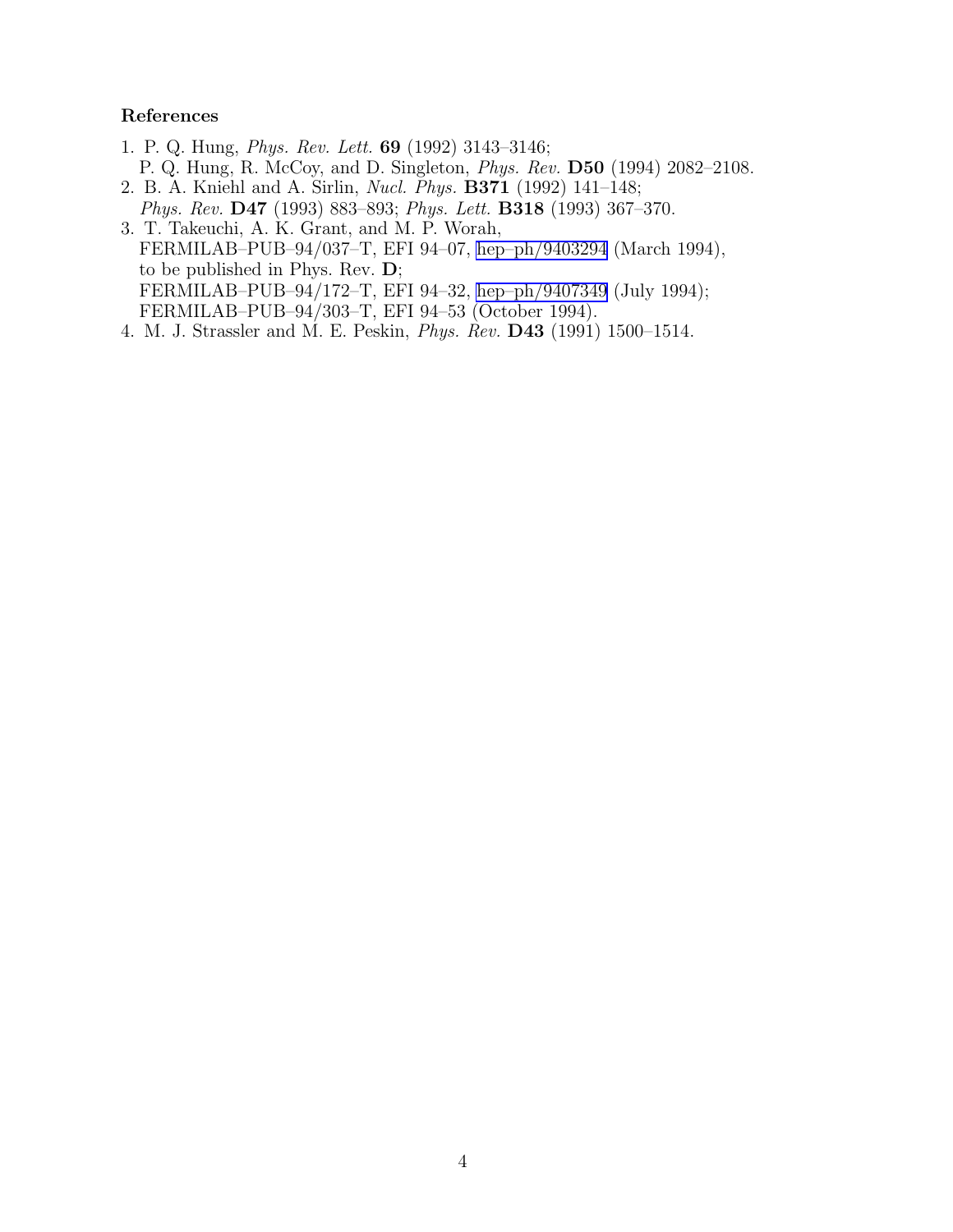### References

1. P. Q. Hung, *Phys. Rev. Lett.* **69** (1992) 3143–3146;
   P. Q. Hung, R. McCoy, and D. Singleton, *Phys. Rev.* **D50** (1994) 2082–2108.
2. B. A. Kniehl and A. Sirlin, *Nucl. Phys.* **B371** (1992) 141–148;
   *Phys. Rev.* **D47** (1993) 883–893; *Phys. Lett.* **B318** (1993) 367–370.
3. T. Takeuchi, A. K. Grant, and M. P. Worah,
   FERMILAB–PUB–94/037–T, EFI 94–07, hep–ph/9403294 (March 1994),
   to be published in Phys. Rev. **D**;
   FERMILAB–PUB–94/172–T, EFI 94–32, hep–ph/9407349 (July 1994);
   FERMILAB–PUB–94/303–T, EFI 94–53 (October 1994).
4. M. J. Strassler and M. E. Peskin, *Phys. Rev.* **D43** (1991) 1500–1514.